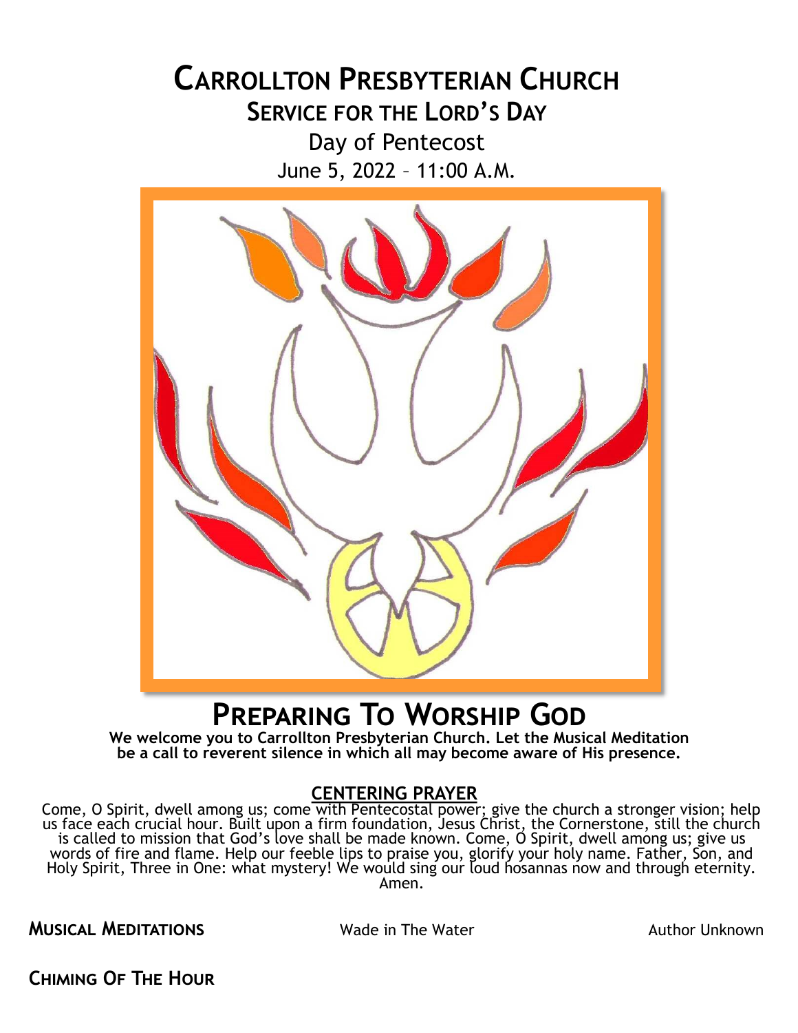# Carrollton Presbyterian Church

## Service for the Lord's Day

Day of Pentecost

June 5, 2022 – 11:00 A.M.

## Preparing To Worship God

**We welcome you to Carrollton Presbyterian Church. Let the Musical Meditation be a call to reverent silence in which all may become aware of His presence.**

### CENTERING PRAYER

Come, O Spirit, dwell among us; come with Pentecostal power; give the church a stronger vision; help us face each crucial hour. Built upon a firm foundation, Jesus Christ, the Cornerstone, still the church is called to mission that God's love shall be made known. Come, O Spirit, dwell among us; give us words of fire and flame. Help our feeble lips to praise you, glorify your holy name. Father, Son, and Holy Spirit, Three in One: what mystery! We would sing our loud hosannas now and through eternity. Amen.

**Musical Meditations** Wade in The Water Author Unknown

**Chiming Of The Hour**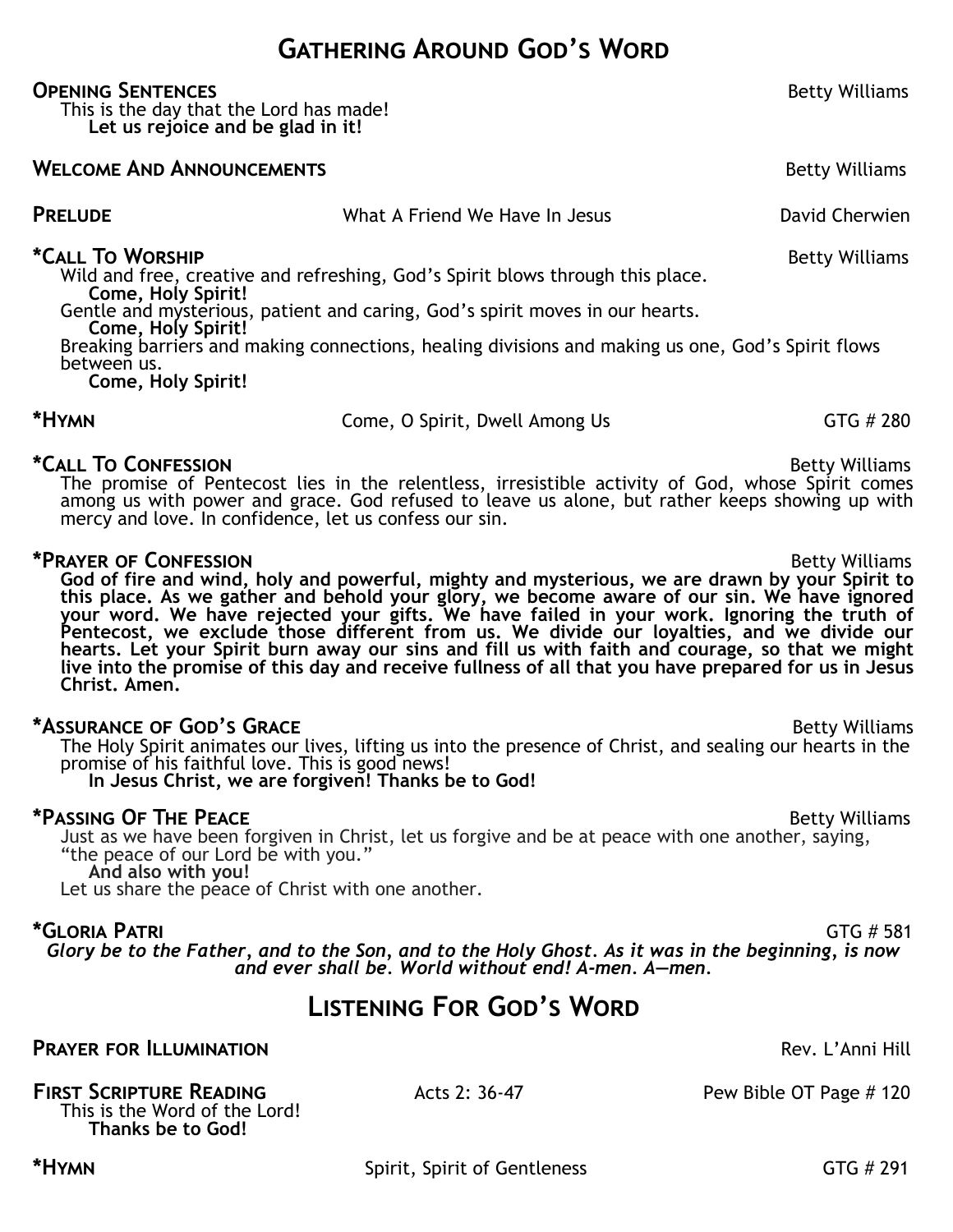# Gathering Around God's Word

**Opening Sentences** Betty Williams

This is the day that the Lord has made!
**Let us rejoice and be glad in it!**

**Welcome And Announcements** Betty Williams

**Prelude** What A Friend We Have In Jesus David Cherwien

**\*Call To Worship** Betty Williams

Wild and free, creative and refreshing, God's Spirit blows through this place.
**Come, Holy Spirit!**
Gentle and mysterious, patient and caring, God's spirit moves in our hearts.
**Come, Holy Spirit!**
Breaking barriers and making connections, healing divisions and making us one, God's Spirit flows between us.
**Come, Holy Spirit!**

**\*Hymn** Come, O Spirit, Dwell Among Us GTG # 280

**\*Call To Confession** Betty Williams

The promise of Pentecost lies in the relentless, irresistible activity of God, whose Spirit comes among us with power and grace. God refused to leave us alone, but rather keeps showing up with mercy and love. In confidence, let us confess our sin.

**\*Prayer of Confession** Betty Williams

**God of fire and wind, holy and powerful, mighty and mysterious, we are drawn by your Spirit to this place. As we gather and behold your glory, we become aware of our sin. We have ignored your word. We have rejected your gifts. We have failed in your work. Ignoring the truth of Pentecost, we exclude those different from us. We divide our loyalties, and we divide our hearts. Let your Spirit burn away our sins and fill us with faith and courage, so that we might live into the promise of this day and receive fullness of all that you have prepared for us in Jesus Christ. Amen.**

**\*Assurance of God's Grace** Betty Williams

The Holy Spirit animates our lives, lifting us into the presence of Christ, and sealing our hearts in the promise of his faithful love. This is good news!
**In Jesus Christ, we are forgiven! Thanks be to God!**

**\*Passing Of The Peace** Betty Williams

Just as we have been forgiven in Christ, let us forgive and be at peace with one another, saying, "the peace of our Lord be with you."
**And also with you!**
Let us share the peace of Christ with one another.

**\*Gloria Patri** GTG # 581

***Glory be to the Father, and to the Son, and to the Holy Ghost. As it was in the beginning, is now and ever shall be. World without end! A-men. A—men.***

# Listening For God's Word

**Prayer for Illumination** Rev. L'Anni Hill

**First Scripture Reading** Acts 2: 36-47 Pew Bible OT Page # 120

This is the Word of the Lord!
**Thanks be to God!**

**\*Hymn** Spirit, Spirit of Gentleness GTG # 291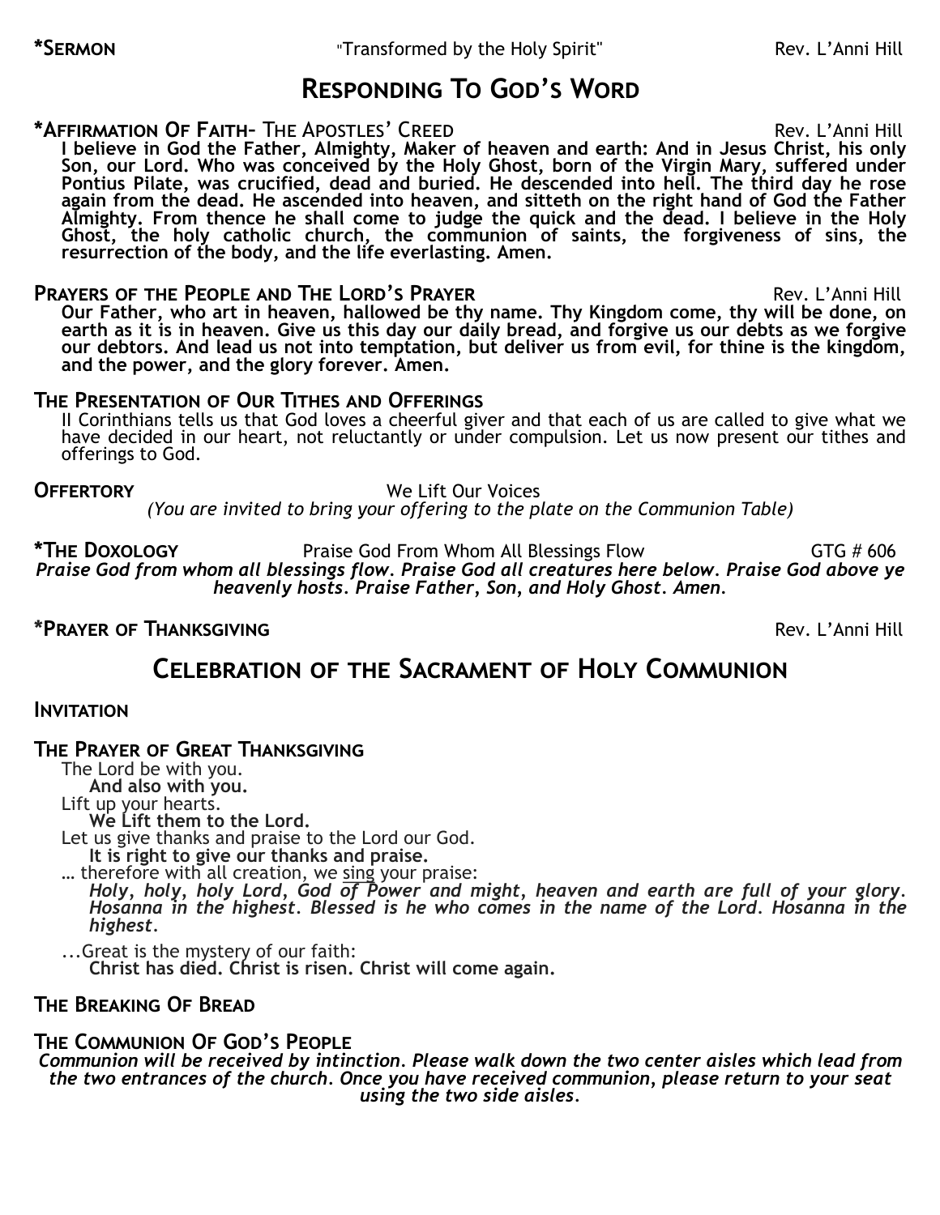**\*Sermon** "Transformed by the Holy Spirit" Rev. L'Anni Hill

## Responding To God's Word

**\*Affirmation Of Faith– The Apostles' Creed** Rev. L'Anni Hill

**I believe in God the Father, Almighty, Maker of heaven and earth: And in Jesus Christ, his only Son, our Lord. Who was conceived by the Holy Ghost, born of the Virgin Mary, suffered under Pontius Pilate, was crucified, dead and buried. He descended into hell. The third day he rose again from the dead. He ascended into heaven, and sitteth on the right hand of God the Father Almighty. From thence he shall come to judge the quick and the dead. I believe in the Holy Ghost, the holy catholic church, the communion of saints, the forgiveness of sins, the resurrection of the body, and the life everlasting. Amen.**

**Prayers of the People and The Lord's Prayer** Rev. L'Anni Hill

**Our Father, who art in heaven, hallowed be thy name. Thy Kingdom come, thy will be done, on earth as it is in heaven. Give us this day our daily bread, and forgive us our debts as we forgive our debtors. And lead us not into temptation, but deliver us from evil, for thine is the kingdom, and the power, and the glory forever. Amen.**

**The Presentation of Our Tithes and Offerings**

II Corinthians tells us that God loves a cheerful giver and that each of us are called to give what we have decided in our heart, not reluctantly or under compulsion. Let us now present our tithes and offerings to God.

**Offertory** We Lift Our Voices

*(You are invited to bring your offering to the plate on the Communion Table)*

**\*The Doxology** Praise God From Whom All Blessings Flow GTG # 606

***Praise God from whom all blessings flow. Praise God all creatures here below. Praise God above ye heavenly hosts. Praise Father, Son, and Holy Ghost. Amen.***

**\*Prayer of Thanksgiving** Rev. L'Anni Hill

## Celebration of the Sacrament of Holy Communion

**Invitation**

**The Prayer of Great Thanksgiving**

The Lord be with you.
**And also with you.**
Lift up your hearts.
**We Lift them to the Lord.**
Let us give thanks and praise to the Lord our God.
**It is right to give our thanks and praise.**
… therefore with all creation, we sing your praise:
***Holy, holy, holy Lord, God of Power and might, heaven and earth are full of your glory. Hosanna in the highest. Blessed is he who comes in the name of the Lord. Hosanna in the highest.***

...Great is the mystery of our faith:
**Christ has died. Christ is risen. Christ will come again.**

**The Breaking Of Bread**

**The Communion Of God's People**

***Communion will be received by intinction. Please walk down the two center aisles which lead from the two entrances of the church. Once you have received communion, please return to your seat using the two side aisles.***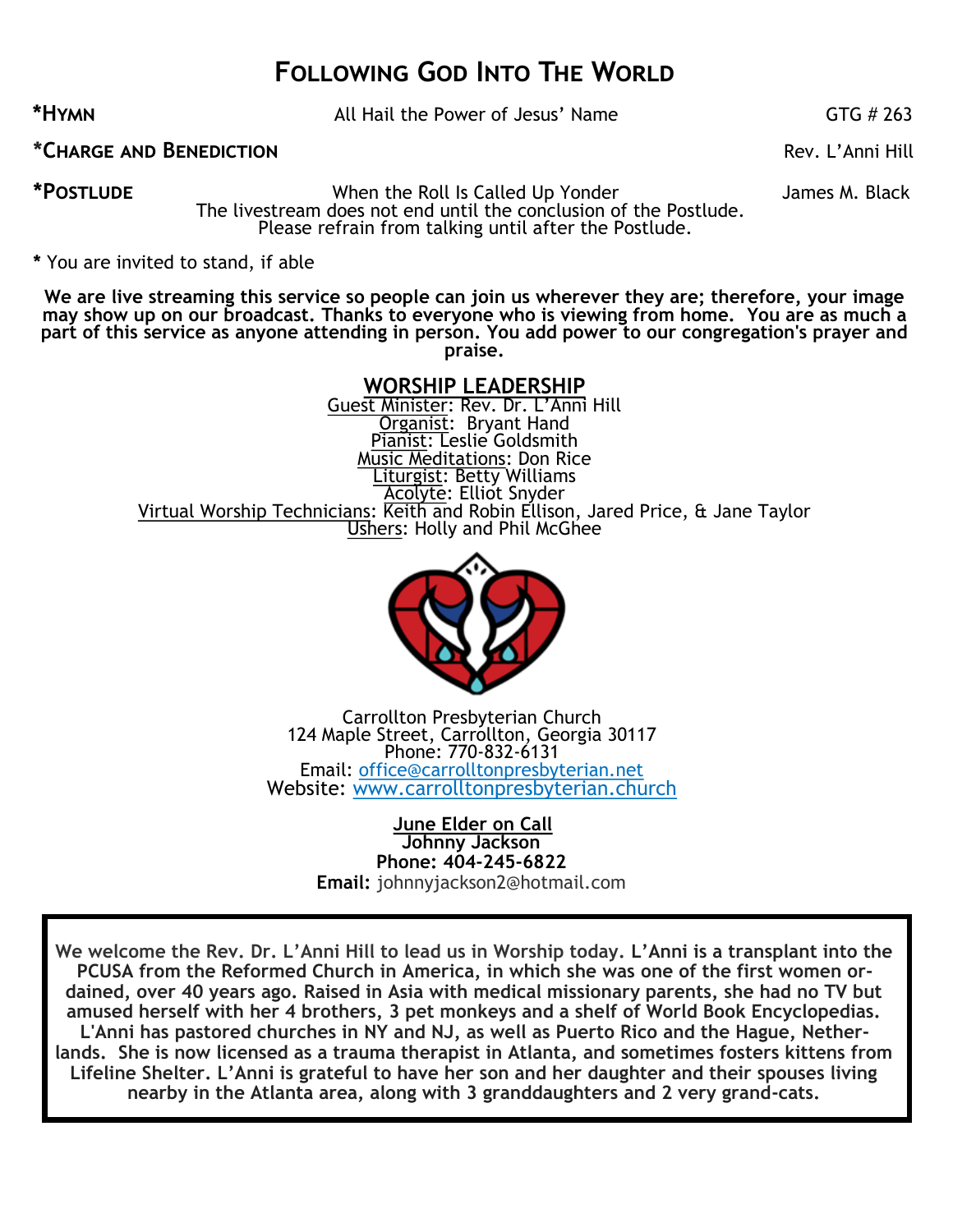# Following God Into The World

**\*Hymn** All Hail the Power of Jesus' Name GTG # 263

**\*Charge and Benediction** Rev. L'Anni Hill

**\*Postlude** When the Roll Is Called Up Yonder James M. Black

The livestream does not end until the conclusion of the Postlude.
Please refrain from talking until after the Postlude.

**\*** You are invited to stand, if able

**We are live streaming this service so people can join us wherever they are; therefore, your image may show up on our broadcast. Thanks to everyone who is viewing from home. You are as much a part of this service as anyone attending in person. You add power to our congregation's prayer and praise.**

## WORSHIP LEADERSHIP

Guest Minister: Rev. Dr. L'Anni Hill
Organist: Bryant Hand
Pianist: Leslie Goldsmith
Music Meditations: Don Rice
Liturgist: Betty Williams
Acolyte: Elliot Snyder
Virtual Worship Technicians: Keith and Robin Ellison, Jared Price, & Jane Taylor
Ushers: Holly and Phil McGhee

Carrollton Presbyterian Church
124 Maple Street, Carrollton, Georgia 30117
Phone: 770-832-6131
Email: office@carrolltonpresbyterian.net
Website: www.carrolltonpresbyterian.church

**June Elder on Call**
**Johnny Jackson**
**Phone: 404-245-6822**
**Email:** johnnyjackson2@hotmail.com

**We welcome the Rev. Dr. L'Anni Hill to lead us in Worship today. L'Anni is a transplant into the PCUSA from the Reformed Church in America, in which she was one of the first women ordained, over 40 years ago. Raised in Asia with medical missionary parents, she had no TV but amused herself with her 4 brothers, 3 pet monkeys and a shelf of World Book Encyclopedias. L'Anni has pastored churches in NY and NJ, as well as Puerto Rico and the Hague, Netherlands. She is now licensed as a trauma therapist in Atlanta, and sometimes fosters kittens from Lifeline Shelter. L'Anni is grateful to have her son and her daughter and their spouses living nearby in the Atlanta area, along with 3 granddaughters and 2 very grand-cats.**